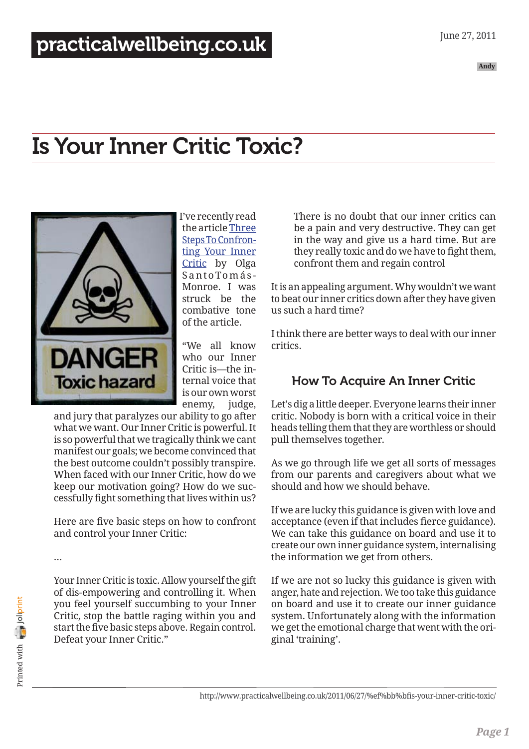# Is Your Inner Critic Toxic?

I've recently read the article Three Steps To Confronting Your Inner Critic by Olga SantoTomás-Monroe. I was struck be the combative tone of the article.

"We all know who our Inner Critic is—the internal voice that is our own worst enemy, judge, and jury that paralyzes our ability to go after what we want. Our Inner Critic is powerful. It is so powerful that we tragically think we cant manifest our goals; we become convinced that the best outcome couldn't possibly transpire. When faced with our Inner Critic, how do we keep our motivation going? How do we successfully fight something that lives within us?

Here are five basic steps on how to confront and control your Inner Critic:

…

Your Inner Critic is toxic. Allow yourself the gift of dis-empowering and controlling it. When you feel yourself succumbing to your Inner Critic, stop the battle raging within you and start the five basic steps above. Regain control. Defeat your Inner Critic."

> There is no doubt that our inner critics can be a pain and very destructive. They can get in the way and give us a hard time. But are they really toxic and do we have to fight them, confront them and regain control

It is an appealing argument. Why wouldn't we want to beat our inner critics down after they have given us such a hard time?

I think there are better ways to deal with our inner critics.

## How To Acquire An Inner Critic

Let's dig a little deeper. Everyone learns their inner critic. Nobody is born with a critical voice in their heads telling them that they are worthless or should pull themselves together.

As we go through life we get all sorts of messages from our parents and caregivers about what we should and how we should behave.

If we are lucky this guidance is given with love and acceptance (even if that includes fierce guidance). We can take this guidance on board and use it to create our own inner guidance system, internalising the information we get from others.

If we are not so lucky this guidance is given with anger, hate and rejection. We too take this guidance on board and use it to create our inner guidance system. Unfortunately along with the information we get the emotional charge that went with the original 'training'.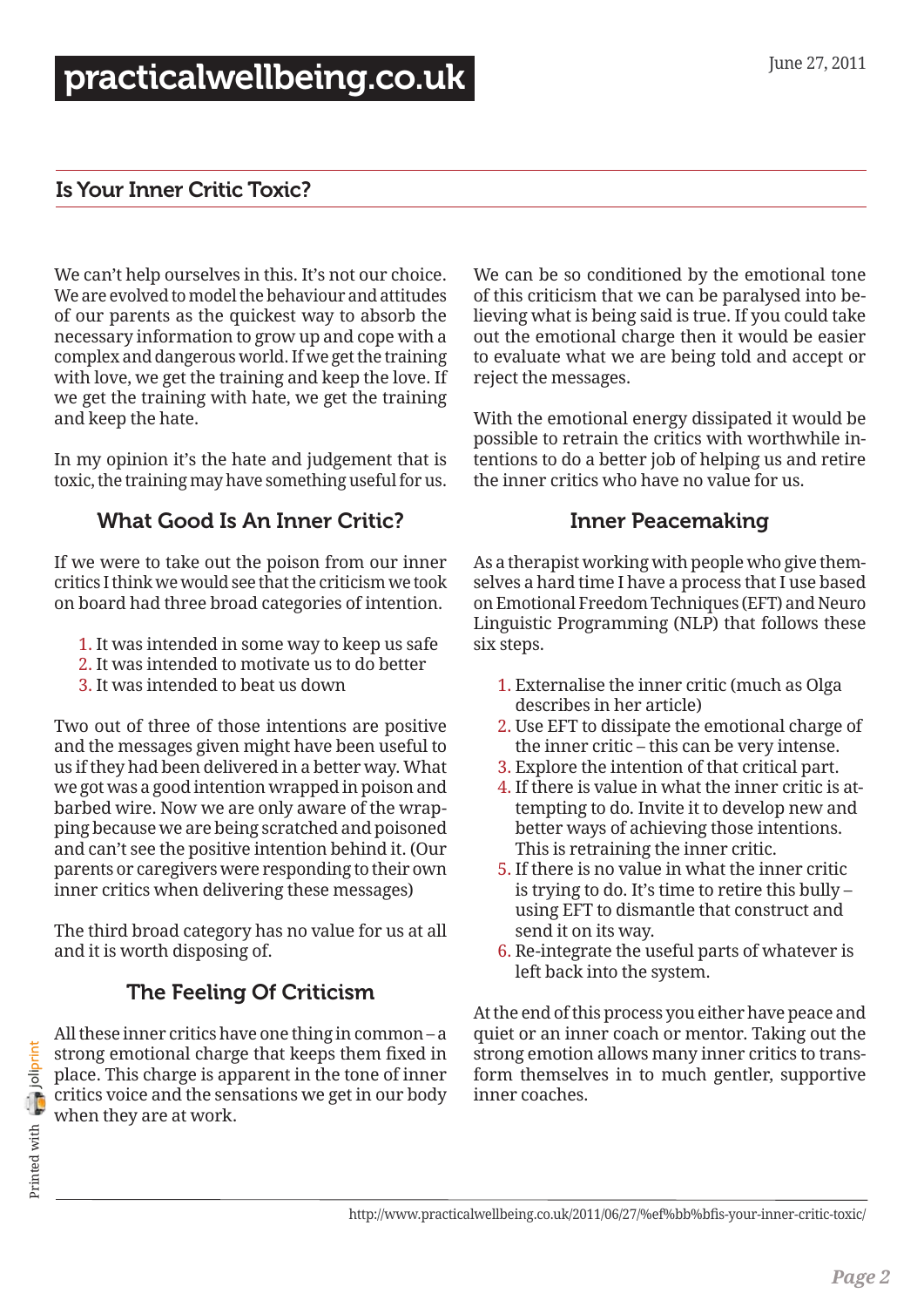## Is Your Inner Critic Toxic?

We can't help ourselves in this. It's not our choice. We are evolved to model the behaviour and attitudes of our parents as the quickest way to absorb the necessary information to grow up and cope with a complex and dangerous world. If we get the training with love, we get the training and keep the love. If we get the training with hate, we get the training and keep the hate.

In my opinion it's the hate and judgement that is toxic, the training may have something useful for us.

### What Good Is An Inner Critic?

If we were to take out the poison from our inner critics I think we would see that the criticism we took on board had three broad categories of intention.

1. It was intended in some way to keep us safe
2. It was intended to motivate us to do better
3. It was intended to beat us down

Two out of three of those intentions are positive and the messages given might have been useful to us if they had been delivered in a better way. What we got was a good intention wrapped in poison and barbed wire. Now we are only aware of the wrapping because we are being scratched and poisoned and can't see the positive intention behind it. (Our parents or caregivers were responding to their own inner critics when delivering these messages)

The third broad category has no value for us at all and it is worth disposing of.

### The Feeling Of Criticism

All these inner critics have one thing in common – a strong emotional charge that keeps them fixed in place. This charge is apparent in the tone of inner critics voice and the sensations we get in our body when they are at work.

We can be so conditioned by the emotional tone of this criticism that we can be paralysed into believing what is being said is true. If you could take out the emotional charge then it would be easier to evaluate what we are being told and accept or reject the messages.

With the emotional energy dissipated it would be possible to retrain the critics with worthwhile intentions to do a better job of helping us and retire the inner critics who have no value for us.

### Inner Peacemaking

As a therapist working with people who give themselves a hard time I have a process that I use based on Emotional Freedom Techniques (EFT) and Neuro Linguistic Programming (NLP) that follows these six steps.

1. Externalise the inner critic (much as Olga describes in her article)
2. Use EFT to dissipate the emotional charge of the inner critic – this can be very intense.
3. Explore the intention of that critical part.
4. If there is value in what the inner critic is attempting to do. Invite it to develop new and better ways of achieving those intentions. This is retraining the inner critic.
5. If there is no value in what the inner critic is trying to do. It's time to retire this bully – using EFT to dismantle that construct and send it on its way.
6. Re-integrate the useful parts of whatever is left back into the system.

At the end of this process you either have peace and quiet or an inner coach or mentor. Taking out the strong emotion allows many inner critics to transform themselves in to much gentler, supportive inner coaches.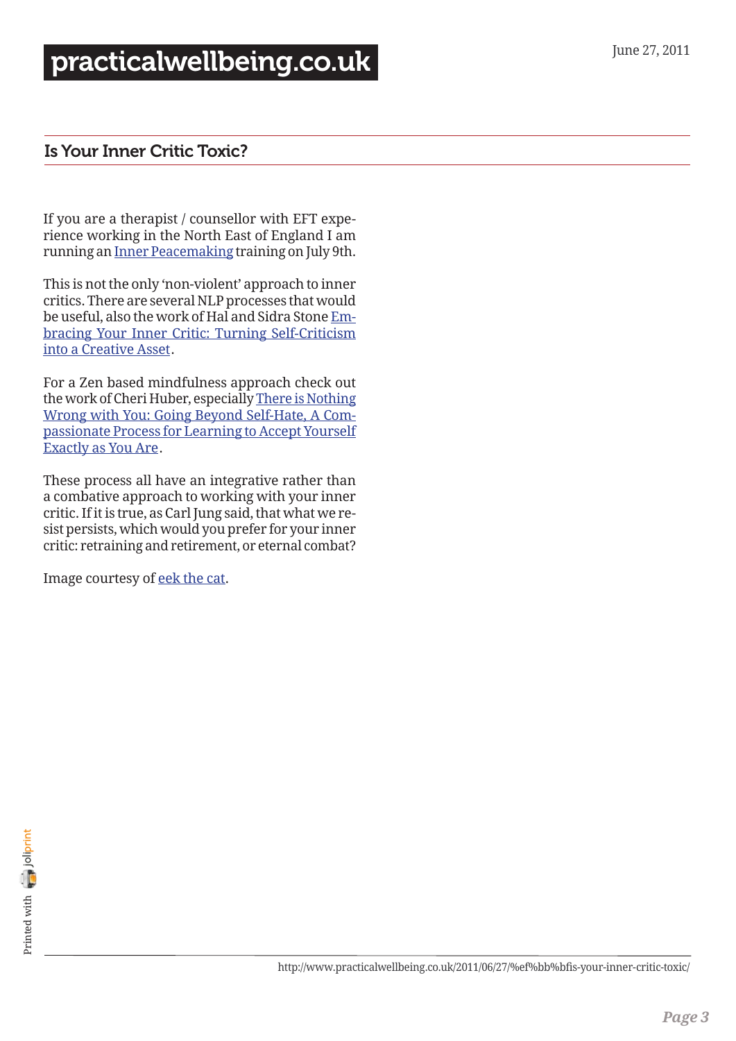## Is Your Inner Critic Toxic?

If you are a therapist / counsellor with EFT experience working in the North East of England I am running an Inner Peacemaking training on July 9th.

This is not the only 'non-violent' approach to inner critics. There are several NLP processes that would be useful, also the work of Hal and Sidra Stone Embracing Your Inner Critic: Turning Self-Criticism into a Creative Asset.

For a Zen based mindfulness approach check out the work of Cheri Huber, especially There is Nothing Wrong with You: Going Beyond Self-Hate, A Compassionate Process for Learning to Accept Yourself Exactly as You Are.

These process all have an integrative rather than a combative approach to working with your inner critic. If it is true, as Carl Jung said, that what we resist persists, which would you prefer for your inner critic: retraining and retirement, or eternal combat?

Image courtesy of eek the cat.